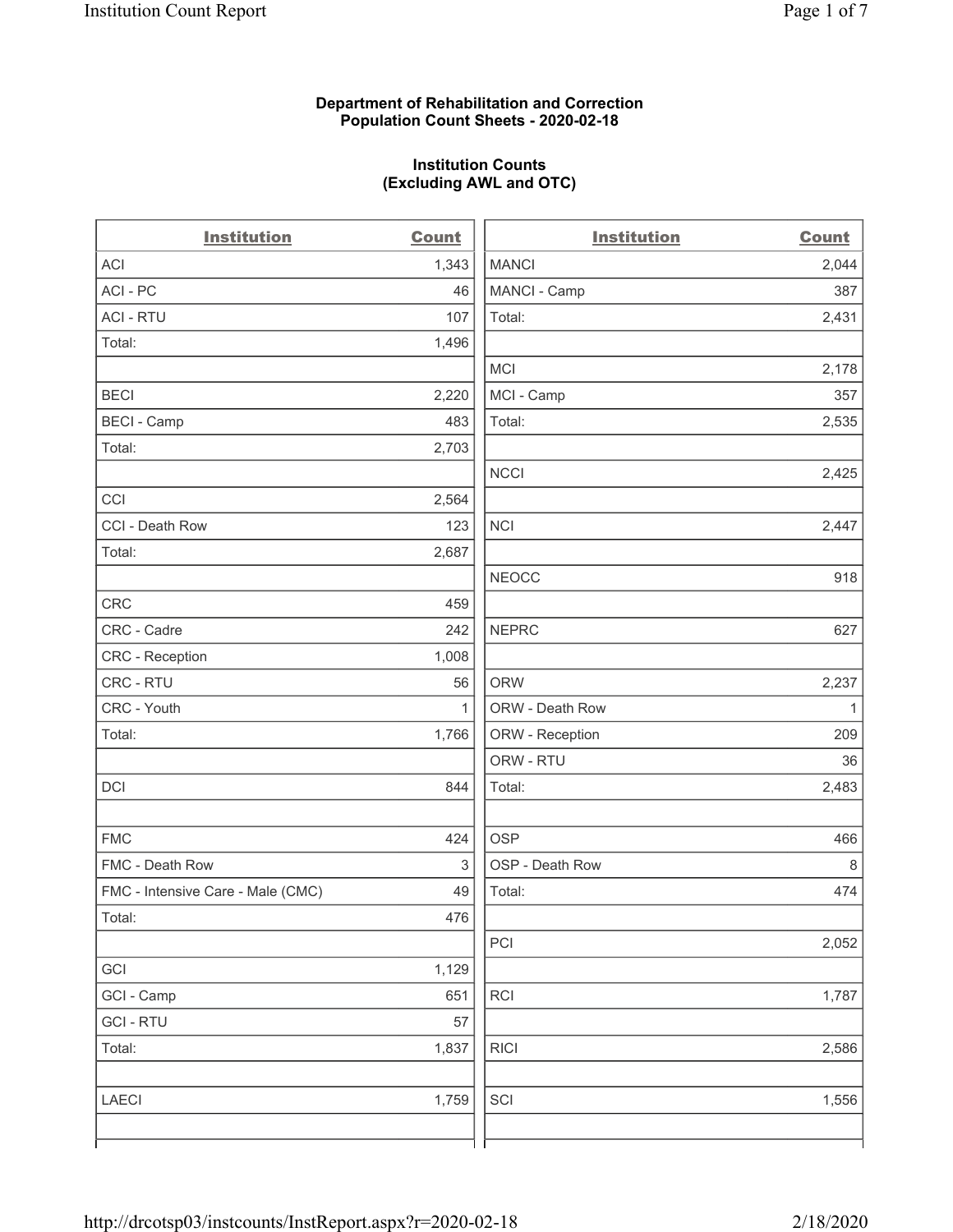**Department of Rehabilitation and Correction**
**Population Count Sheets - 2020-02-18**

**Institution Counts**
**(Excluding AWL and OTC)**

| Institution | Count |
|---|---|
| ACI | 1,343 |
| ACI - PC | 46 |
| ACI - RTU | 107 |
| Total: | 1,496 |
| | |
| BECI | 2,220 |
| BECI - Camp | 483 |
| Total: | 2,703 |
| | |
| CCI | 2,564 |
| CCI - Death Row | 123 |
| Total: | 2,687 |
| | |
| CRC | 459 |
| CRC - Cadre | 242 |
| CRC - Reception | 1,008 |
| CRC - RTU | 56 |
| CRC - Youth | 1 |
| Total: | 1,766 |
| | |
| DCI | 844 |
| | |
| FMC | 424 |
| FMC - Death Row | 3 |
| FMC - Intensive Care - Male (CMC) | 49 |
| Total: | 476 |
| | |
| GCI | 1,129 |
| GCI - Camp | 651 |
| GCI - RTU | 57 |
| Total: | 1,837 |
| | |
| LAECI | 1,759 |

| Institution | Count |
|---|---|
| MANCI | 2,044 |
| MANCI - Camp | 387 |
| Total: | 2,431 |
| | |
| MCI | 2,178 |
| MCI - Camp | 357 |
| Total: | 2,535 |
| | |
| NCCI | 2,425 |
| | |
| NCI | 2,447 |
| | |
| NEOCC | 918 |
| | |
| NEPRC | 627 |
| | |
| ORW | 2,237 |
| ORW - Death Row | 1 |
| ORW - Reception | 209 |
| ORW - RTU | 36 |
| Total: | 2,483 |
| | |
| OSP | 466 |
| OSP - Death Row | 8 |
| Total: | 474 |
| | |
| PCI | 2,052 |
| | |
| RCI | 1,787 |
| | |
| RICI | 2,586 |
| | |
| SCI | 1,556 |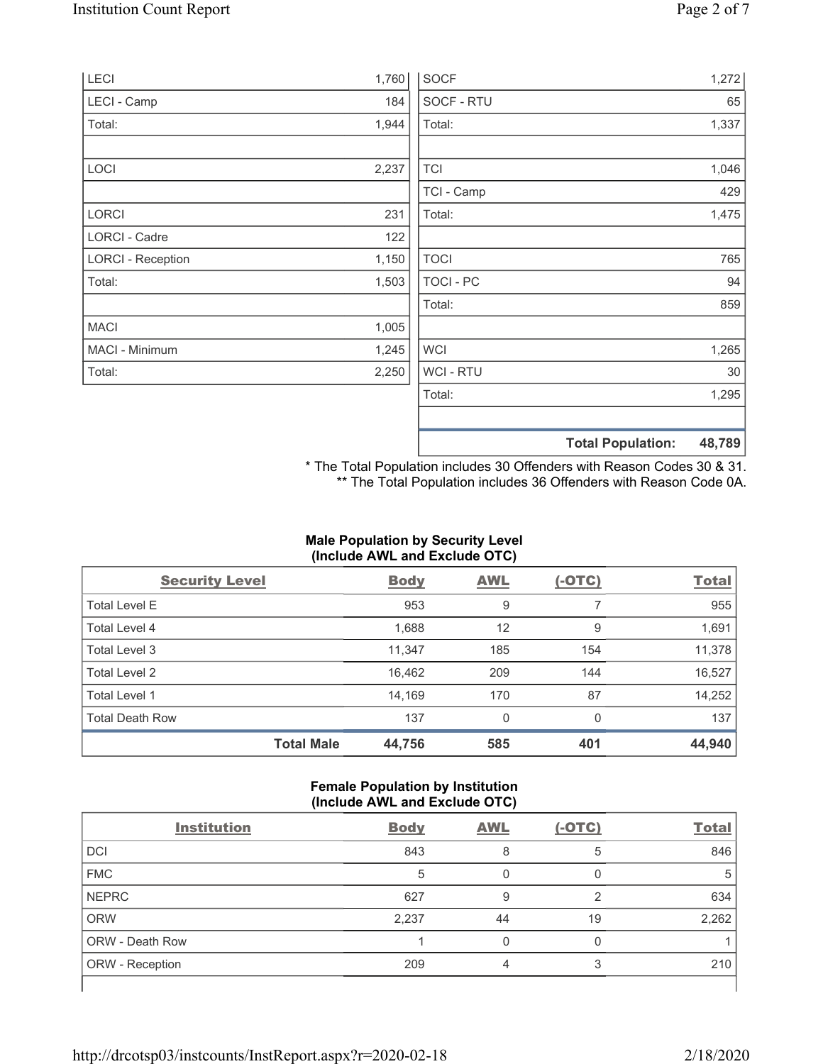| | |
|---|---|
| LECI | 1,760 |
| LECI - Camp | 184 |
| Total: | 1,944 |
| | |
| LOCI | 2,237 |
| | |
| LORCI | 231 |
| LORCI - Cadre | 122 |
| LORCI - Reception | 1,150 |
| Total: | 1,503 |
| | |
| MACI | 1,005 |
| MACI - Minimum | 1,245 |
| Total: | 2,250 |

| | |
|---|---|
| SOCF | 1,272 |
| SOCF - RTU | 65 |
| Total: | 1,337 |
| | |
| TCI | 1,046 |
| TCI - Camp | 429 |
| Total: | 1,475 |
| | |
| TOCI | 765 |
| TOCI - PC | 94 |
| Total: | 859 |
| | |
| WCI | 1,265 |
| WCI - RTU | 30 |
| Total: | 1,295 |
| | |
| **Total Population:** | **48,789** |

\* The Total Population includes 30 Offenders with Reason Codes 30 & 31.
\*\* The Total Population includes 36 Offenders with Reason Code 0A.

**Male Population by Security Level (Include AWL and Exclude OTC)**

| Security Level | Body | AWL | (-OTC) | Total |
|---|---|---|---|---|
| Total Level E | 953 | 9 | 7 | 955 |
| Total Level 4 | 1,688 | 12 | 9 | 1,691 |
| Total Level 3 | 11,347 | 185 | 154 | 11,378 |
| Total Level 2 | 16,462 | 209 | 144 | 16,527 |
| Total Level 1 | 14,169 | 170 | 87 | 14,252 |
| Total Death Row | 137 | 0 | 0 | 137 |
| **Total Male** | **44,756** | **585** | **401** | **44,940** |

**Female Population by Institution (Include AWL and Exclude OTC)**

| Institution | Body | AWL | (-OTC) | Total |
|---|---|---|---|---|
| DCI | 843 | 8 | 5 | 846 |
| FMC | 5 | 0 | 0 | 5 |
| NEPRC | 627 | 9 | 2 | 634 |
| ORW | 2,237 | 44 | 19 | 2,262 |
| ORW - Death Row | 1 | 0 | 0 | 1 |
| ORW - Reception | 209 | 4 | 3 | 210 |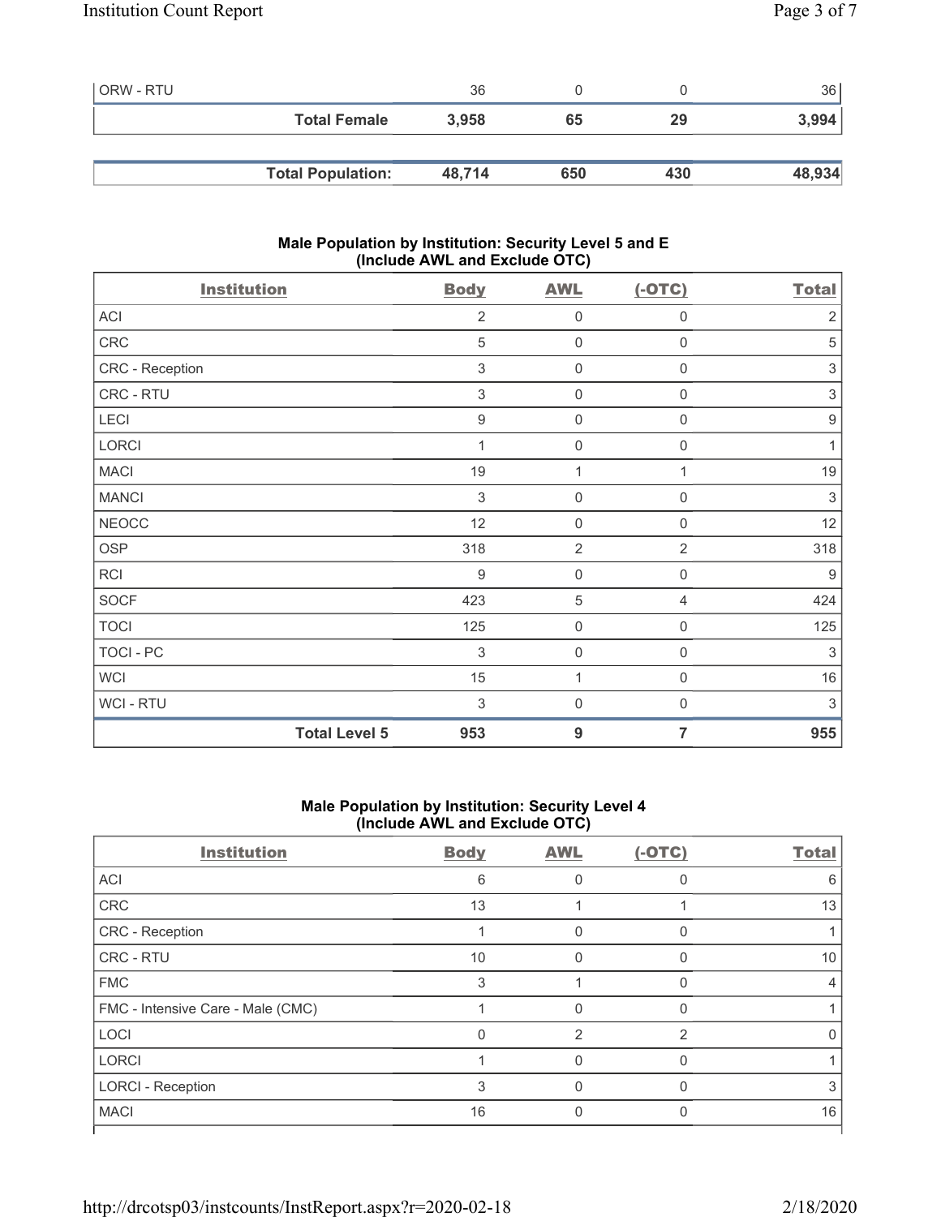| | Body | AWL | (-OTC) | Total |
|---|---|---|---|---|
| ORW - RTU | 36 | 0 | 0 | 36 |
| **Total Female** | **3,958** | **65** | **29** | **3,994** |
| | | | | |
| **Total Population:** | **48,714** | **650** | **430** | **48,934** |

## Male Population by Institution: Security Level 5 and E (Include AWL and Exclude OTC)

| Institution | Body | AWL | (-OTC) | Total |
|---|---|---|---|---|
| ACI | 2 | 0 | 0 | 2 |
| CRC | 5 | 0 | 0 | 5 |
| CRC - Reception | 3 | 0 | 0 | 3 |
| CRC - RTU | 3 | 0 | 0 | 3 |
| LECI | 9 | 0 | 0 | 9 |
| LORCI | 1 | 0 | 0 | 1 |
| MACI | 19 | 1 | 1 | 19 |
| MANCI | 3 | 0 | 0 | 3 |
| NEOCC | 12 | 0 | 0 | 12 |
| OSP | 318 | 2 | 2 | 318 |
| RCI | 9 | 0 | 0 | 9 |
| SOCF | 423 | 5 | 4 | 424 |
| TOCI | 125 | 0 | 0 | 125 |
| TOCI - PC | 3 | 0 | 0 | 3 |
| WCI | 15 | 1 | 0 | 16 |
| WCI - RTU | 3 | 0 | 0 | 3 |
| **Total Level 5** | **953** | **9** | **7** | **955** |

## Male Population by Institution: Security Level 4 (Include AWL and Exclude OTC)

| Institution | Body | AWL | (-OTC) | Total |
|---|---|---|---|---|
| ACI | 6 | 0 | 0 | 6 |
| CRC | 13 | 1 | 1 | 13 |
| CRC - Reception | 1 | 0 | 0 | 1 |
| CRC - RTU | 10 | 0 | 0 | 10 |
| FMC | 3 | 1 | 0 | 4 |
| FMC - Intensive Care - Male (CMC) | 1 | 0 | 0 | 1 |
| LOCI | 0 | 2 | 2 | 0 |
| LORCI | 1 | 0 | 0 | 1 |
| LORCI - Reception | 3 | 0 | 0 | 3 |
| MACI | 16 | 0 | 0 | 16 |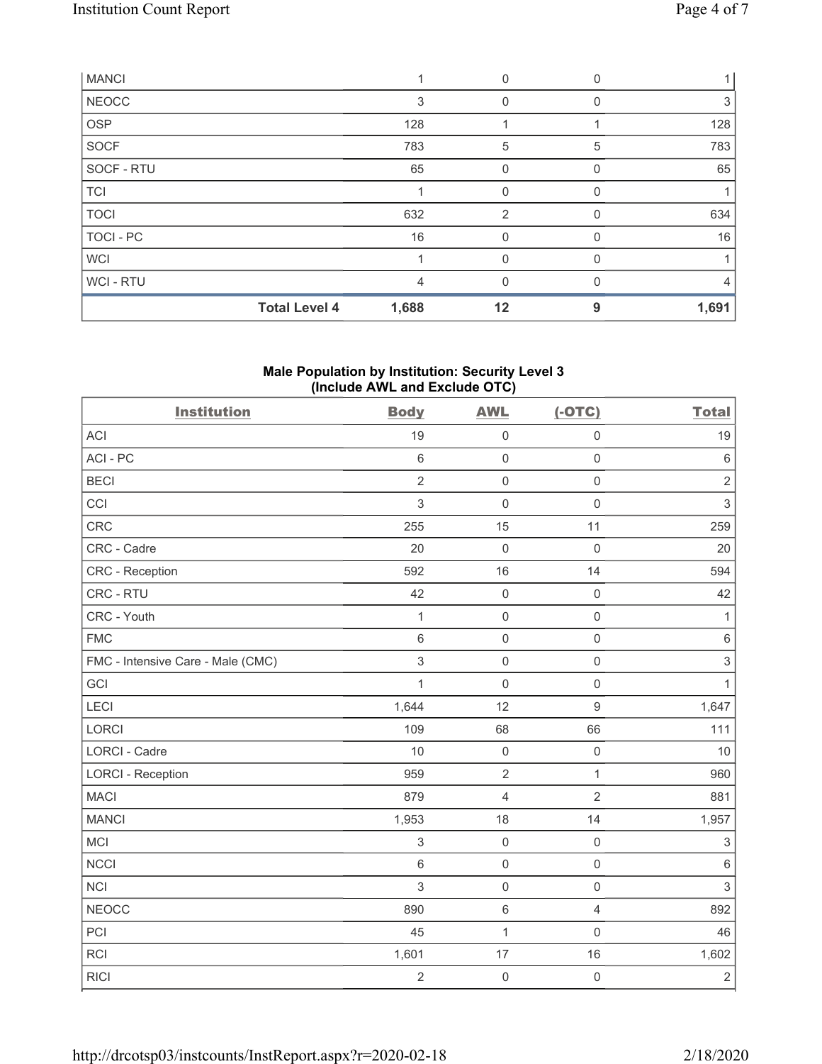| | Body | AWL | (-OTC) | Total |
|---|---|---|---|---|
| MANCI | 1 | 0 | 0 | 1 |
| NEOCC | 3 | 0 | 0 | 3 |
| OSP | 128 | 1 | 1 | 128 |
| SOCF | 783 | 5 | 5 | 783 |
| SOCF - RTU | 65 | 0 | 0 | 65 |
| TCI | 1 | 0 | 0 | 1 |
| TOCI | 632 | 2 | 0 | 634 |
| TOCI - PC | 16 | 0 | 0 | 16 |
| WCI | 1 | 0 | 0 | 1 |
| WCI - RTU | 4 | 0 | 0 | 4 |
| **Total Level 4** | **1,688** | **12** | **9** | **1,691** |

**Male Population by Institution: Security Level 3 (Include AWL and Exclude OTC)**

| Institution | Body | AWL | (-OTC) | Total |
|---|---|---|---|---|
| ACI | 19 | 0 | 0 | 19 |
| ACI - PC | 6 | 0 | 0 | 6 |
| BECI | 2 | 0 | 0 | 2 |
| CCI | 3 | 0 | 0 | 3 |
| CRC | 255 | 15 | 11 | 259 |
| CRC - Cadre | 20 | 0 | 0 | 20 |
| CRC - Reception | 592 | 16 | 14 | 594 |
| CRC - RTU | 42 | 0 | 0 | 42 |
| CRC - Youth | 1 | 0 | 0 | 1 |
| FMC | 6 | 0 | 0 | 6 |
| FMC - Intensive Care - Male (CMC) | 3 | 0 | 0 | 3 |
| GCI | 1 | 0 | 0 | 1 |
| LECI | 1,644 | 12 | 9 | 1,647 |
| LORCI | 109 | 68 | 66 | 111 |
| LORCI - Cadre | 10 | 0 | 0 | 10 |
| LORCI - Reception | 959 | 2 | 1 | 960 |
| MACI | 879 | 4 | 2 | 881 |
| MANCI | 1,953 | 18 | 14 | 1,957 |
| MCI | 3 | 0 | 0 | 3 |
| NCCI | 6 | 0 | 0 | 6 |
| NCI | 3 | 0 | 0 | 3 |
| NEOCC | 890 | 6 | 4 | 892 |
| PCI | 45 | 1 | 0 | 46 |
| RCI | 1,601 | 17 | 16 | 1,602 |
| RICI | 2 | 0 | 0 | 2 |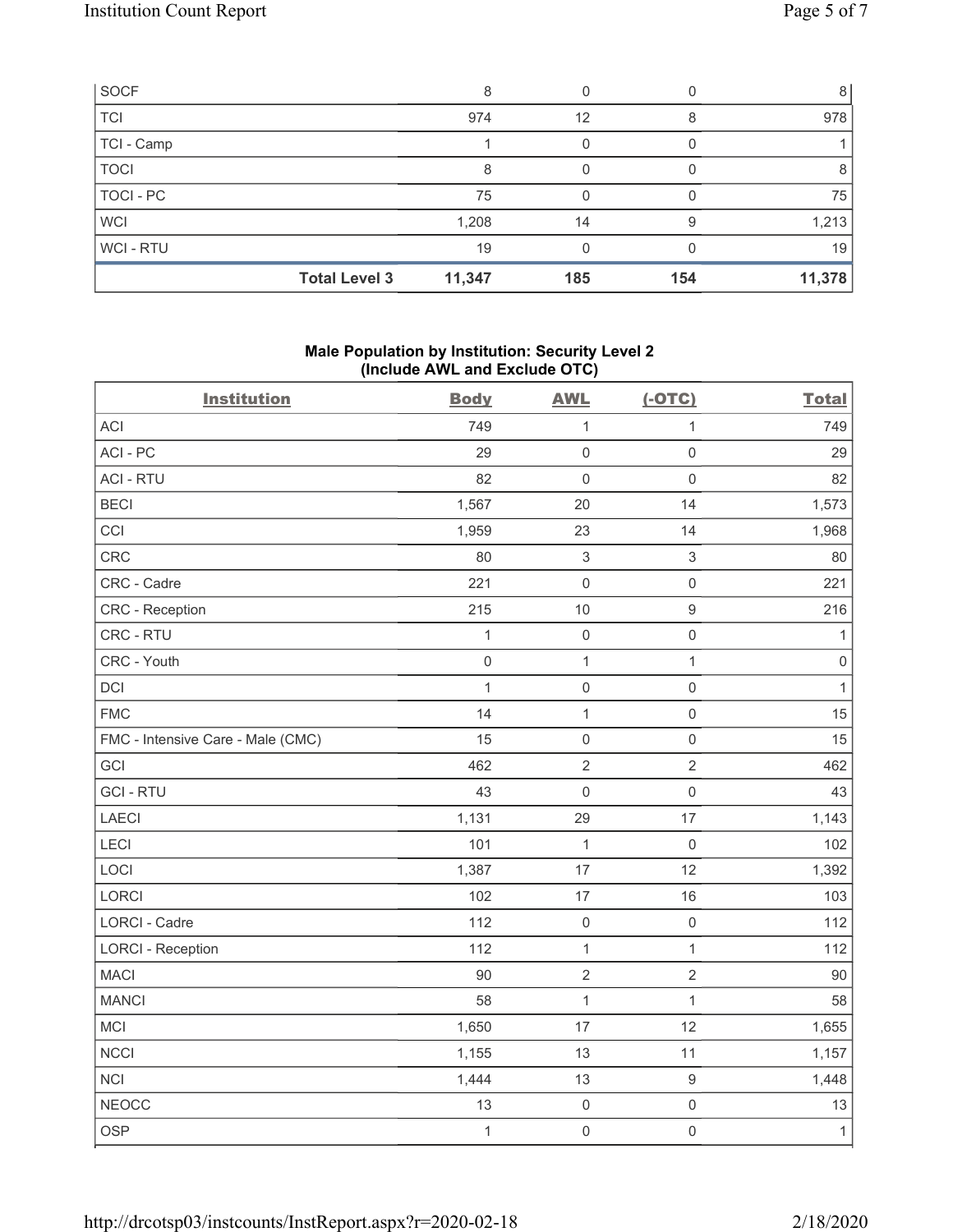| | Body | AWL | (-OTC) | Total |
|---|---|---|---|---|
| SOCF | 8 | 0 | 0 | 8 |
| TCI | 974 | 12 | 8 | 978 |
| TCI - Camp | 1 | 0 | 0 | 1 |
| TOCI | 8 | 0 | 0 | 8 |
| TOCI - PC | 75 | 0 | 0 | 75 |
| WCI | 1,208 | 14 | 9 | 1,213 |
| WCI - RTU | 19 | 0 | 0 | 19 |
| **Total Level 3** | **11,347** | **185** | **154** | **11,378** |

### Male Population by Institution: Security Level 2 (Include AWL and Exclude OTC)

| Institution | Body | AWL | (-OTC) | Total |
|---|---|---|---|---|
| ACI | 749 | 1 | 1 | 749 |
| ACI - PC | 29 | 0 | 0 | 29 |
| ACI - RTU | 82 | 0 | 0 | 82 |
| BECI | 1,567 | 20 | 14 | 1,573 |
| CCI | 1,959 | 23 | 14 | 1,968 |
| CRC | 80 | 3 | 3 | 80 |
| CRC - Cadre | 221 | 0 | 0 | 221 |
| CRC - Reception | 215 | 10 | 9 | 216 |
| CRC - RTU | 1 | 0 | 0 | 1 |
| CRC - Youth | 0 | 1 | 1 | 0 |
| DCI | 1 | 0 | 0 | 1 |
| FMC | 14 | 1 | 0 | 15 |
| FMC - Intensive Care - Male (CMC) | 15 | 0 | 0 | 15 |
| GCI | 462 | 2 | 2 | 462 |
| GCI - RTU | 43 | 0 | 0 | 43 |
| LAECI | 1,131 | 29 | 17 | 1,143 |
| LECI | 101 | 1 | 0 | 102 |
| LOCI | 1,387 | 17 | 12 | 1,392 |
| LORCI | 102 | 17 | 16 | 103 |
| LORCI - Cadre | 112 | 0 | 0 | 112 |
| LORCI - Reception | 112 | 1 | 1 | 112 |
| MACI | 90 | 2 | 2 | 90 |
| MANCI | 58 | 1 | 1 | 58 |
| MCI | 1,650 | 17 | 12 | 1,655 |
| NCCI | 1,155 | 13 | 11 | 1,157 |
| NCI | 1,444 | 13 | 9 | 1,448 |
| NEOCC | 13 | 0 | 0 | 13 |
| OSP | 1 | 0 | 0 | 1 |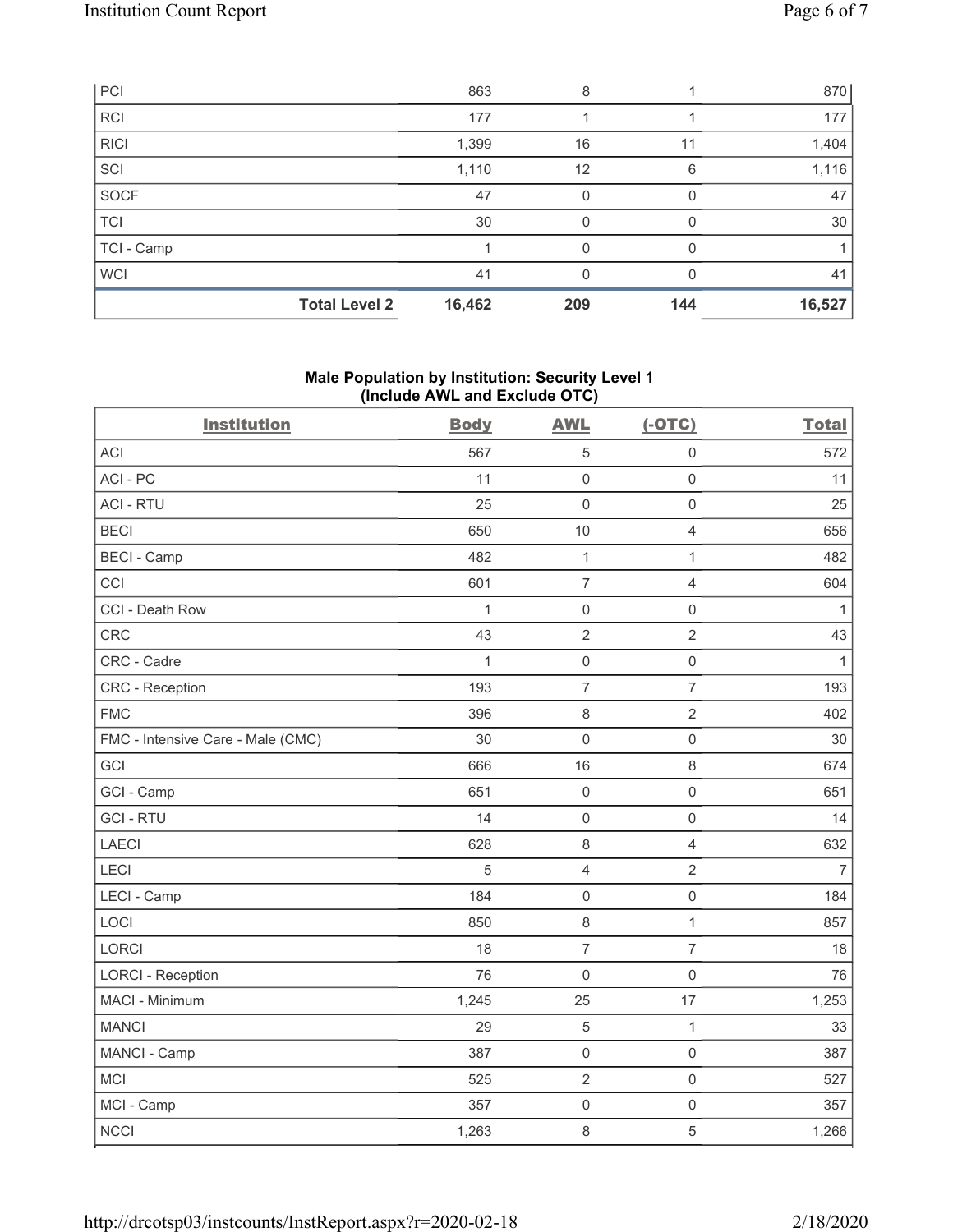| | | | | |
|---|---|---|---|---|
| PCI | 863 | 8 | 1 | 870 |
| RCI | 177 | 1 | 1 | 177 |
| RICI | 1,399 | 16 | 11 | 1,404 |
| SCI | 1,110 | 12 | 6 | 1,116 |
| SOCF | 47 | 0 | 0 | 47 |
| TCI | 30 | 0 | 0 | 30 |
| TCI - Camp | 1 | 0 | 0 | 1 |
| WCI | 41 | 0 | 0 | 41 |
| **Total Level 2** | **16,462** | **209** | **144** | **16,527** |

### Male Population by Institution: Security Level 1 (Include AWL and Exclude OTC)

| Institution | Body | AWL | (-OTC) | Total |
|---|---|---|---|---|
| ACI | 567 | 5 | 0 | 572 |
| ACI - PC | 11 | 0 | 0 | 11 |
| ACI - RTU | 25 | 0 | 0 | 25 |
| BECI | 650 | 10 | 4 | 656 |
| BECI - Camp | 482 | 1 | 1 | 482 |
| CCI | 601 | 7 | 4 | 604 |
| CCI - Death Row | 1 | 0 | 0 | 1 |
| CRC | 43 | 2 | 2 | 43 |
| CRC - Cadre | 1 | 0 | 0 | 1 |
| CRC - Reception | 193 | 7 | 7 | 193 |
| FMC | 396 | 8 | 2 | 402 |
| FMC - Intensive Care - Male (CMC) | 30 | 0 | 0 | 30 |
| GCI | 666 | 16 | 8 | 674 |
| GCI - Camp | 651 | 0 | 0 | 651 |
| GCI - RTU | 14 | 0 | 0 | 14 |
| LAECI | 628 | 8 | 4 | 632 |
| LECI | 5 | 4 | 2 | 7 |
| LECI - Camp | 184 | 0 | 0 | 184 |
| LOCI | 850 | 8 | 1 | 857 |
| LORCI | 18 | 7 | 7 | 18 |
| LORCI - Reception | 76 | 0 | 0 | 76 |
| MACI - Minimum | 1,245 | 25 | 17 | 1,253 |
| MANCI | 29 | 5 | 1 | 33 |
| MANCI - Camp | 387 | 0 | 0 | 387 |
| MCI | 525 | 2 | 0 | 527 |
| MCI - Camp | 357 | 0 | 0 | 357 |
| NCCI | 1,263 | 8 | 5 | 1,266 |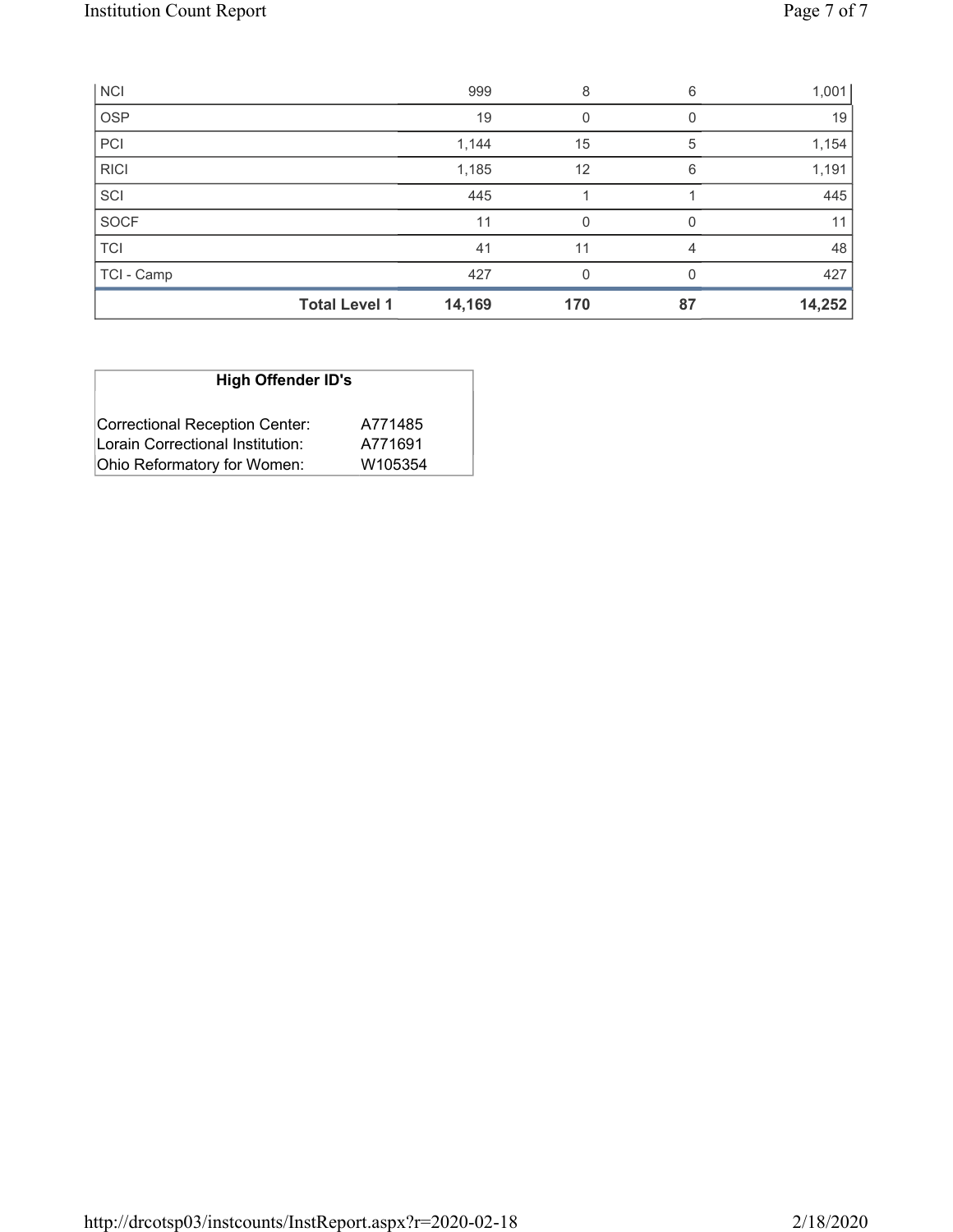| | | | | |
|---|---|---|---|---|
| NCI | 999 | 8 | 6 | 1,001 |
| OSP | 19 | 0 | 0 | 19 |
| PCI | 1,144 | 15 | 5 | 1,154 |
| RICI | 1,185 | 12 | 6 | 1,191 |
| SCI | 445 | 1 | 1 | 445 |
| SOCF | 11 | 0 | 0 | 11 |
| TCI | 41 | 11 | 4 | 48 |
| TCI - Camp | 427 | 0 | 0 | 427 |
| **Total Level 1** | **14,169** | **170** | **87** | **14,252** |

| High Offender ID's | |
|---|---|
| Correctional Reception Center: | A771485 |
| Lorain Correctional Institution: | A771691 |
| Ohio Reformatory for Women: | W105354 |